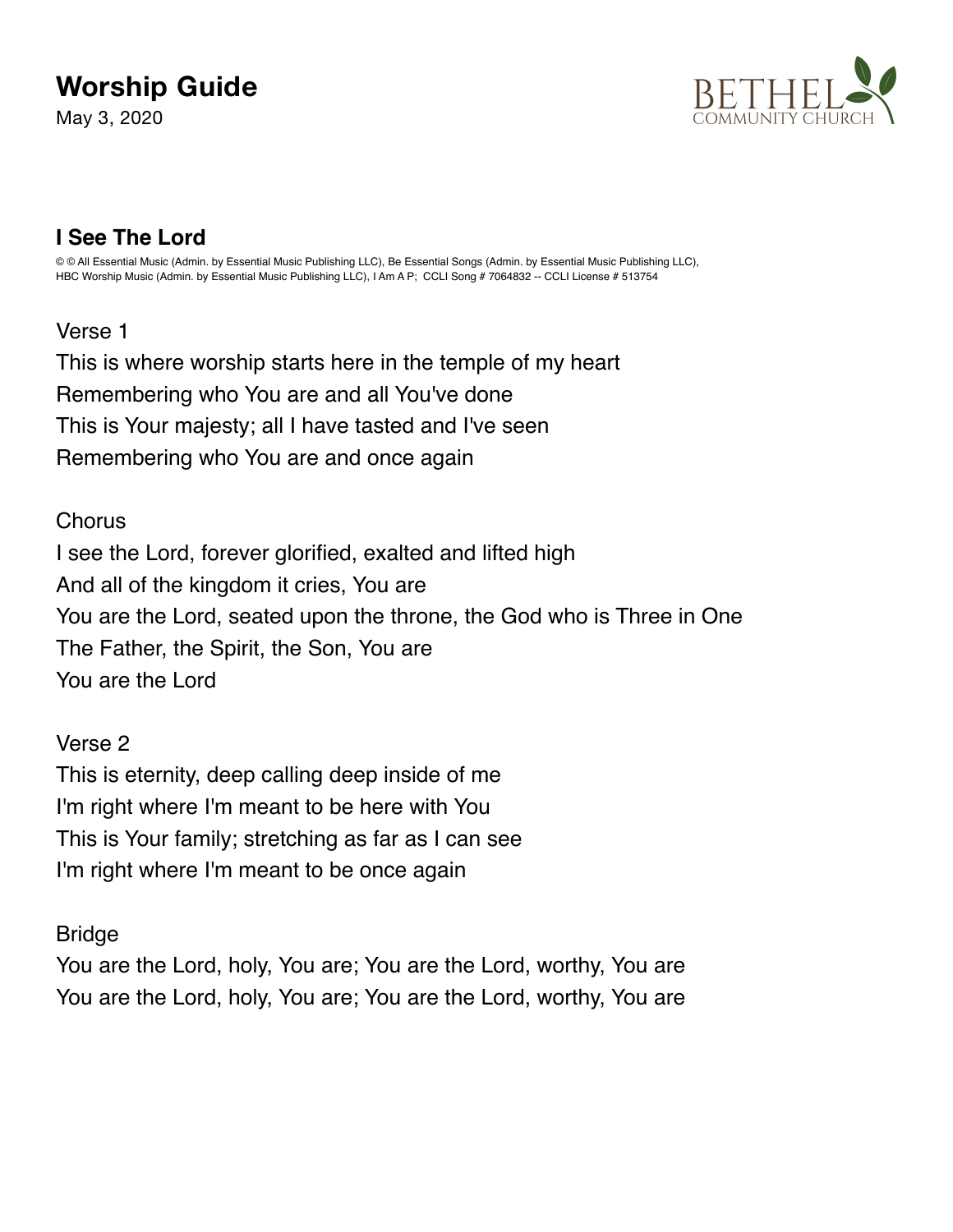# Worship Guide

May 3, 2020

BETHEL COMMUNITY CHURCH

## I See The Lord

© © All Essential Music (Admin. by Essential Music Publishing LLC), Be Essential Songs (Admin. by Essential Music Publishing LLC), HBC Worship Music (Admin. by Essential Music Publishing LLC), I Am A P; CCLI Song # 7064832 -- CCLI License # 513754

Verse 1
This is where worship starts here in the temple of my heart
Remembering who You are and all You've done
This is Your majesty; all I have tasted and I've seen
Remembering who You are and once again

Chorus
I see the Lord, forever glorified, exalted and lifted high
And all of the kingdom it cries, You are
You are the Lord, seated upon the throne, the God who is Three in One
The Father, the Spirit, the Son, You are
You are the Lord

Verse 2
This is eternity, deep calling deep inside of me
I'm right where I'm meant to be here with You
This is Your family; stretching as far as I can see
I'm right where I'm meant to be once again

Bridge
You are the Lord, holy, You are; You are the Lord, worthy, You are
You are the Lord, holy, You are; You are the Lord, worthy, You are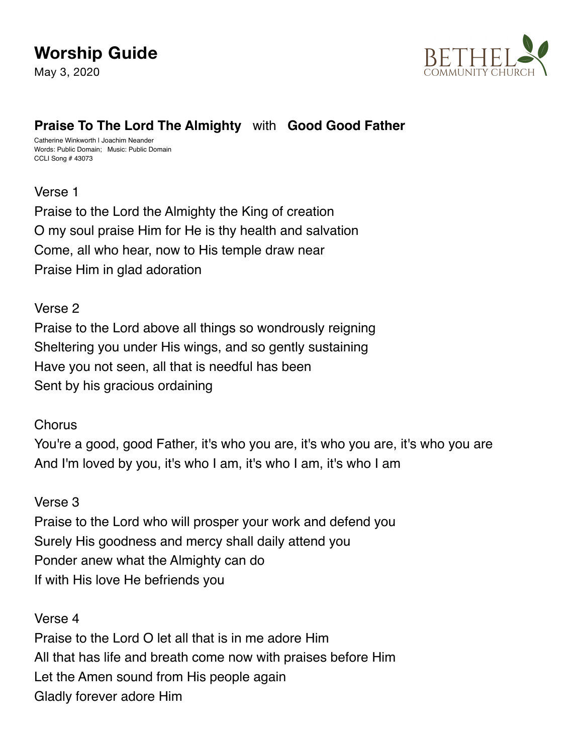# Worship Guide

May 3, 2020

BETHEL COMMUNITY CHURCH

## **Praise To The Lord The Almighty** with **Good Good Father**

Catherine Winkworth I Joachim Neander
Words: Public Domain; Music: Public Domain
CCLI Song # 43073

Verse 1
Praise to the Lord the Almighty the King of creation
O my soul praise Him for He is thy health and salvation
Come, all who hear, now to His temple draw near
Praise Him in glad adoration

Verse 2
Praise to the Lord above all things so wondrously reigning
Sheltering you under His wings, and so gently sustaining
Have you not seen, all that is needful has been
Sent by his gracious ordaining

Chorus
You're a good, good Father, it's who you are, it's who you are, it's who you are
And I'm loved by you, it's who I am, it's who I am, it's who I am

Verse 3
Praise to the Lord who will prosper your work and defend you
Surely His goodness and mercy shall daily attend you
Ponder anew what the Almighty can do
If with His love He befriends you

Verse 4
Praise to the Lord O let all that is in me adore Him
All that has life and breath come now with praises before Him
Let the Amen sound from His people again
Gladly forever adore Him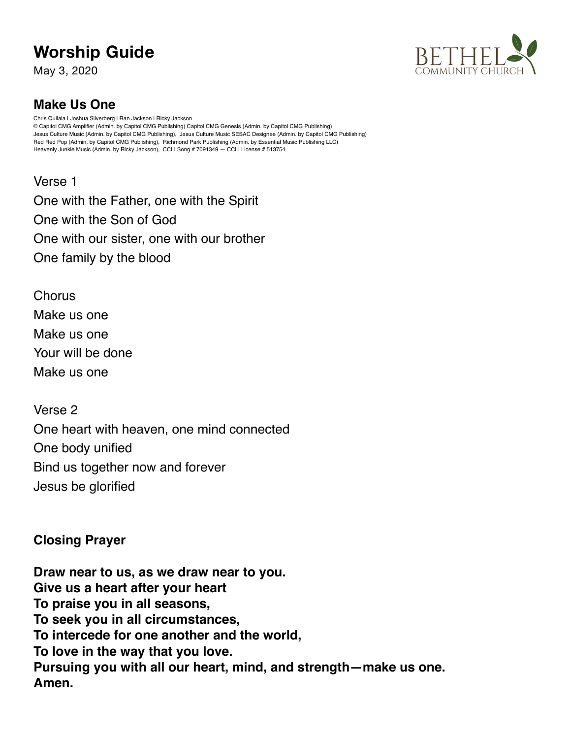# Worship Guide

May 3, 2020

BETHEL COMMUNITY CHURCH

## Make Us One

Chris Quilala | Joshua Silverberg | Ran Jackson | Ricky Jackson
© Capitol CMG Amplifier (Admin. by Capitol CMG Publishing) Capitol CMG Genesis (Admin. by Capitol CMG Publishing)
Jesus Culture Music (Admin. by Capitol CMG Publishing), Jesus Culture Music SESAC Designee (Admin. by Capitol CMG Publishing)
Red Red Pop (Admin. by Capitol CMG Publishing), Richmond Park Publishing (Admin. by Essential Music Publishing LLC)
Heavenly Junkie Music (Admin. by Ricky Jackson), CCLI Song # 7091349 — CCLI License # 513754

Verse 1
One with the Father, one with the Spirit
One with the Son of God
One with our sister, one with our brother
One family by the blood

Chorus
Make us one
Make us one
Your will be done
Make us one

Verse 2
One heart with heaven, one mind connected
One body unified
Bind us together now and forever
Jesus be glorified

## Closing Prayer

**Draw near to us, as we draw near to you.**
**Give us a heart after your heart**
**To praise you in all seasons,**
**To seek you in all circumstances,**
**To intercede for one another and the world,**
**To love in the way that you love.**
**Pursuing you with all our heart, mind, and strength—make us one.**
**Amen.**